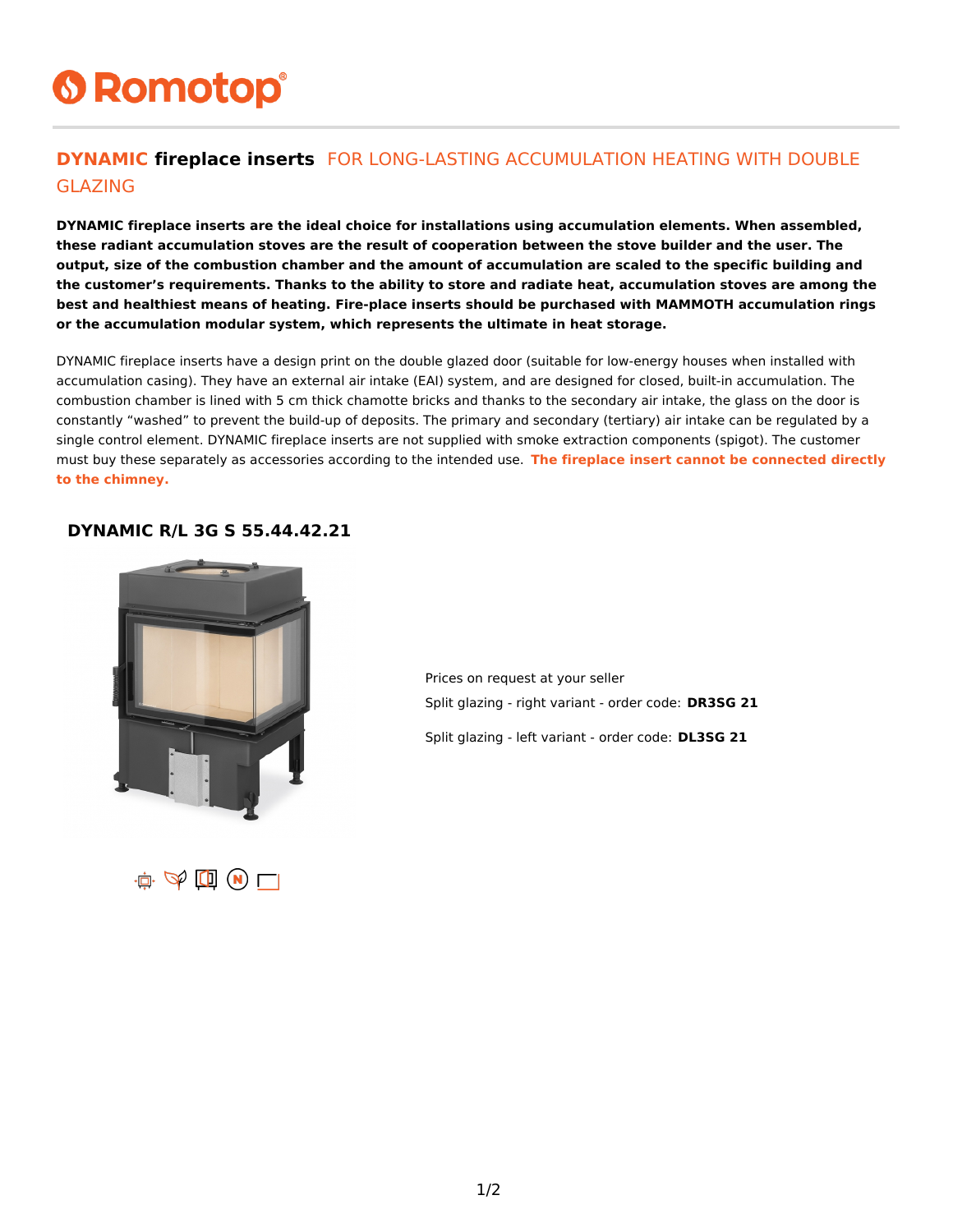# Romotop

## **DYNAMIC** fireplace inserts FOR LONG-LASTING ACCUMULATION HEATING WITH DOUBLE GLAZING

**DYNAMIC fireplace inserts are the ideal choice for installations using accumulation elements. When assembled, these radiant accumulation stoves are the result of cooperation between the stove builder and the user. The output, size of the combustion chamber and the amount of accumulation are scaled to the specific building and the customer's requirements. Thanks to the ability to store and radiate heat, accumulation stoves are among the best and healthiest means of heating. Fire-place inserts should be purchased with MAMMOTH accumulation rings or the accumulation modular system, which represents the ultimate in heat storage.**

DYNAMIC fireplace inserts have a design print on the double glazed door (suitable for low-energy houses when installed with accumulation casing). They have an external air intake (EAI) system, and are designed for closed, built-in accumulation. The combustion chamber is lined with 5 cm thick chamotte bricks and thanks to the secondary air intake, the glass on the door is constantly "washed" to prevent the build-up of deposits. The primary and secondary (tertiary) air intake can be regulated by a single control element. DYNAMIC fireplace inserts are not supplied with smoke extraction components (spigot). The customer must buy these separately as accessories according to the intended use. **The fireplace insert cannot be connected directly to the chimney.**

### DYNAMIC R/L 3G S 55.44.42.21

Prices on request at your seller

Split glazing - right variant - order code: **DR3SG 21**

Split glazing - left variant - order code: **DL3SG 21**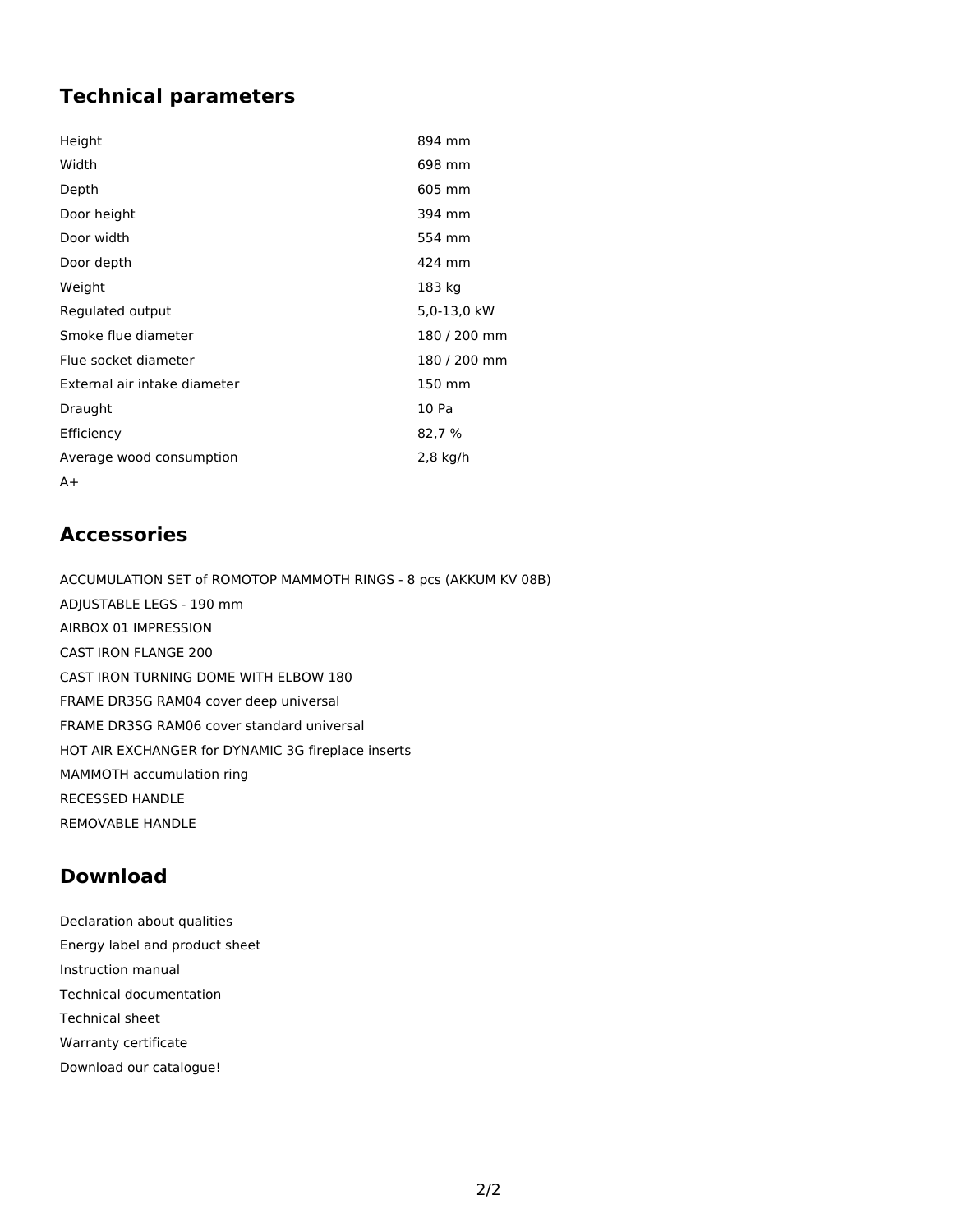## Technical parameters

| | |
|---|---|
| Height | 894 mm |
| Width | 698 mm |
| Depth | 605 mm |
| Door height | 394 mm |
| Door width | 554 mm |
| Door depth | 424 mm |
| Weight | 183 kg |
| Regulated output | 5,0-13,0 kW |
| Smoke flue diameter | 180 / 200 mm |
| Flue socket diameter | 180 / 200 mm |
| External air intake diameter | 150 mm |
| Draught | 10 Pa |
| Efficiency | 82,7 % |
| Average wood consumption | 2,8 kg/h |
| A+ | |

## Accessories

ACCUMULATION SET of ROMOTOP MAMMOTH RINGS - 8 pcs (AKKUM KV 08B)
ADJUSTABLE LEGS - 190 mm
AIRBOX 01 IMPRESSION
CAST IRON FLANGE 200
CAST IRON TURNING DOME WITH ELBOW 180
FRAME DR3SG RAM04 cover deep universal
FRAME DR3SG RAM06 cover standard universal
HOT AIR EXCHANGER for DYNAMIC 3G fireplace inserts
MAMMOTH accumulation ring
RECESSED HANDLE
REMOVABLE HANDLE

## Download

Declaration about qualities
Energy label and product sheet
Instruction manual
Technical documentation
Technical sheet
Warranty certificate
Download our catalogue!